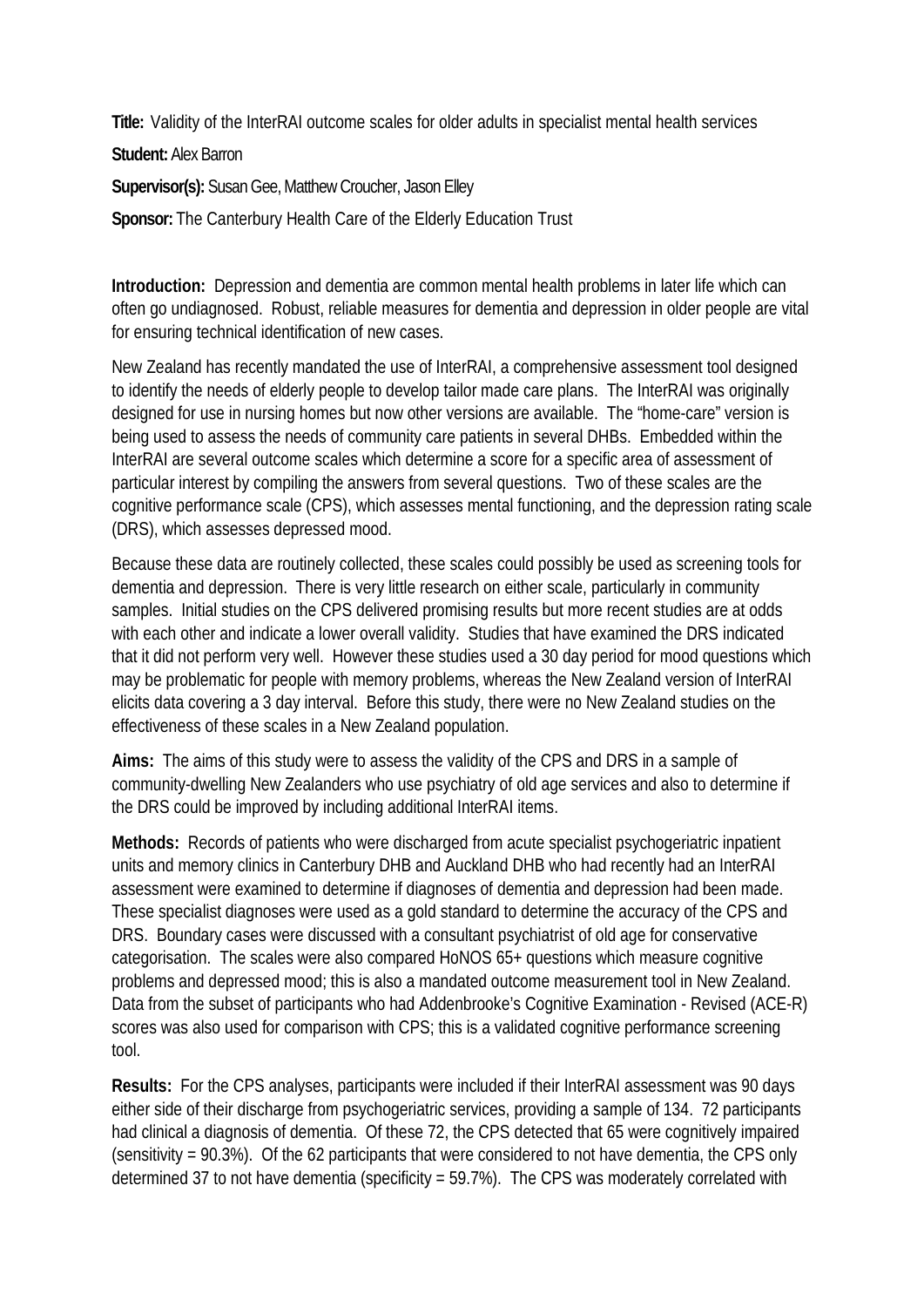**Title:** Validity of the InterRAI outcome scales for older adults in specialist mental health services

**Student:** Alex Barron

**Supervisor(s):** Susan Gee, Matthew Croucher, Jason Elley

**Sponsor:** The Canterbury Health Care of the Elderly Education Trust

**Introduction:** Depression and dementia are common mental health problems in later life which can often go undiagnosed. Robust, reliable measures for dementia and depression in older people are vital for ensuring technical identification of new cases.

New Zealand has recently mandated the use of InterRAI, a comprehensive assessment tool designed to identify the needs of elderly people to develop tailor made care plans. The InterRAI was originally designed for use in nursing homes but now other versions are available. The "home-care" version is being used to assess the needs of community care patients in several DHBs. Embedded within the InterRAI are several outcome scales which determine a score for a specific area of assessment of particular interest by compiling the answers from several questions. Two of these scales are the cognitive performance scale (CPS), which assesses mental functioning, and the depression rating scale (DRS), which assesses depressed mood.

Because these data are routinely collected, these scales could possibly be used as screening tools for dementia and depression. There is very little research on either scale, particularly in community samples. Initial studies on the CPS delivered promising results but more recent studies are at odds with each other and indicate a lower overall validity. Studies that have examined the DRS indicated that it did not perform very well. However these studies used a 30 day period for mood questions which may be problematic for people with memory problems, whereas the New Zealand version of InterRAI elicits data covering a 3 day interval. Before this study, there were no New Zealand studies on the effectiveness of these scales in a New Zealand population.

**Aims:** The aims of this study were to assess the validity of the CPS and DRS in a sample of community-dwelling New Zealanders who use psychiatry of old age services and also to determine if the DRS could be improved by including additional InterRAI items.

**Methods:** Records of patients who were discharged from acute specialist psychogeriatric inpatient units and memory clinics in Canterbury DHB and Auckland DHB who had recently had an InterRAI assessment were examined to determine if diagnoses of dementia and depression had been made. These specialist diagnoses were used as a gold standard to determine the accuracy of the CPS and DRS. Boundary cases were discussed with a consultant psychiatrist of old age for conservative categorisation. The scales were also compared HoNOS 65+ questions which measure cognitive problems and depressed mood; this is also a mandated outcome measurement tool in New Zealand. Data from the subset of participants who had Addenbrooke's Cognitive Examination - Revised (ACE-R) scores was also used for comparison with CPS; this is a validated cognitive performance screening tool.

**Results:** For the CPS analyses, participants were included if their InterRAI assessment was 90 days either side of their discharge from psychogeriatric services, providing a sample of 134. 72 participants had clinical a diagnosis of dementia. Of these 72, the CPS detected that 65 were cognitively impaired (sensitivity = 90.3%). Of the 62 participants that were considered to not have dementia, the CPS only determined 37 to not have dementia (specificity = 59.7%). The CPS was moderately correlated with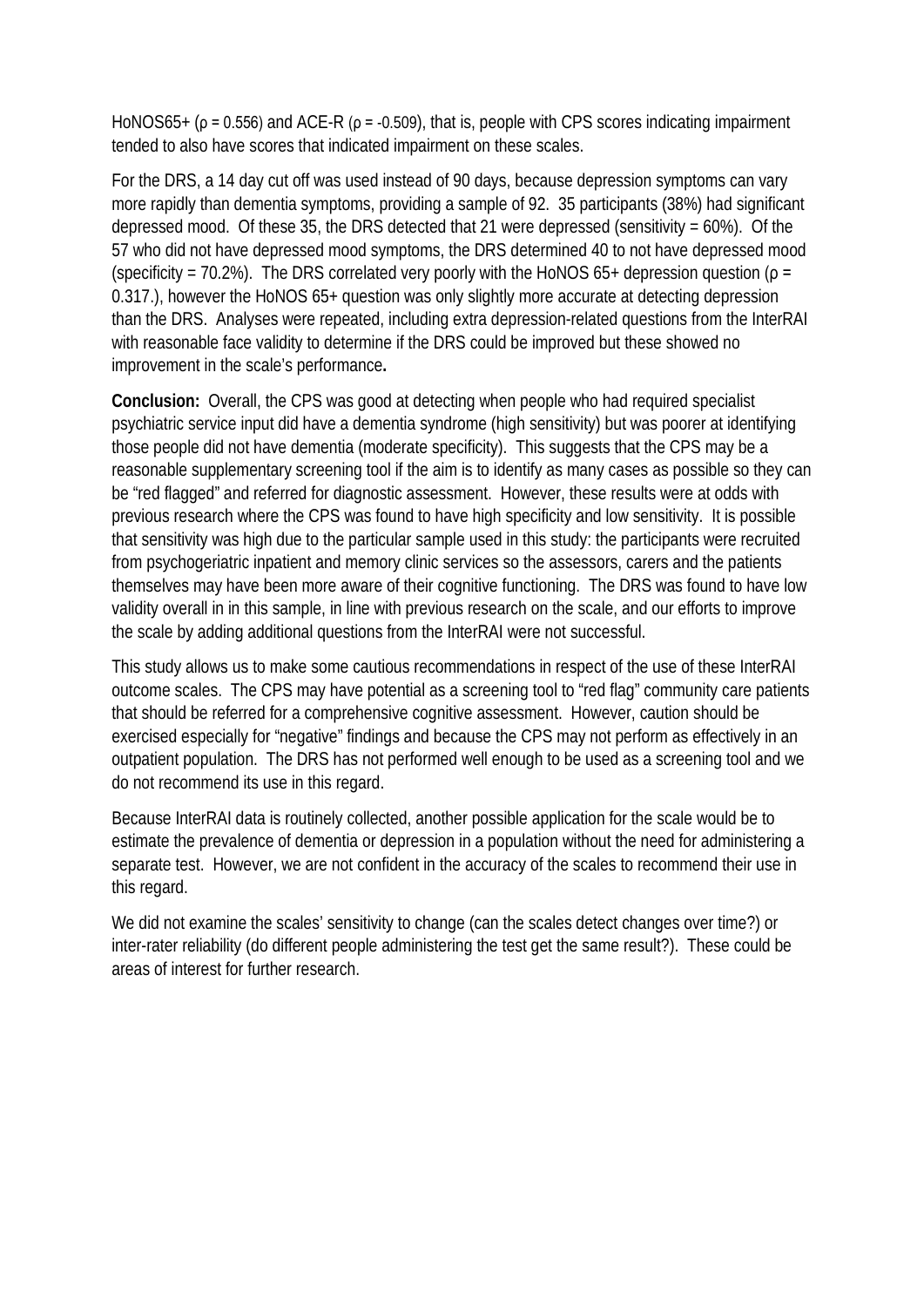HoNOS65+ ($\rho = 0.556$) and ACE-R ($\rho = -0.509$), that is, people with CPS scores indicating impairment tended to also have scores that indicated impairment on these scales.

For the DRS, a 14 day cut off was used instead of 90 days, because depression symptoms can vary more rapidly than dementia symptoms, providing a sample of 92. 35 participants (38%) had significant depressed mood. Of these 35, the DRS detected that 21 were depressed (sensitivity = 60%). Of the 57 who did not have depressed mood symptoms, the DRS determined 40 to not have depressed mood (specificity = 70.2%). The DRS correlated very poorly with the HoNOS 65+ depression question ($\rho$ = 0.317.), however the HoNOS 65+ question was only slightly more accurate at detecting depression than the DRS. Analyses were repeated, including extra depression-related questions from the InterRAI with reasonable face validity to determine if the DRS could be improved but these showed no improvement in the scale's performance**.**

**Conclusion:** Overall, the CPS was good at detecting when people who had required specialist psychiatric service input did have a dementia syndrome (high sensitivity) but was poorer at identifying those people did not have dementia (moderate specificity). This suggests that the CPS may be a reasonable supplementary screening tool if the aim is to identify as many cases as possible so they can be "red flagged" and referred for diagnostic assessment. However, these results were at odds with previous research where the CPS was found to have high specificity and low sensitivity. It is possible that sensitivity was high due to the particular sample used in this study: the participants were recruited from psychogeriatric inpatient and memory clinic services so the assessors, carers and the patients themselves may have been more aware of their cognitive functioning. The DRS was found to have low validity overall in in this sample, in line with previous research on the scale, and our efforts to improve the scale by adding additional questions from the InterRAI were not successful.

This study allows us to make some cautious recommendations in respect of the use of these InterRAI outcome scales. The CPS may have potential as a screening tool to "red flag" community care patients that should be referred for a comprehensive cognitive assessment. However, caution should be exercised especially for "negative" findings and because the CPS may not perform as effectively in an outpatient population. The DRS has not performed well enough to be used as a screening tool and we do not recommend its use in this regard.

Because InterRAI data is routinely collected, another possible application for the scale would be to estimate the prevalence of dementia or depression in a population without the need for administering a separate test. However, we are not confident in the accuracy of the scales to recommend their use in this regard.

We did not examine the scales' sensitivity to change (can the scales detect changes over time?) or inter-rater reliability (do different people administering the test get the same result?). These could be areas of interest for further research.